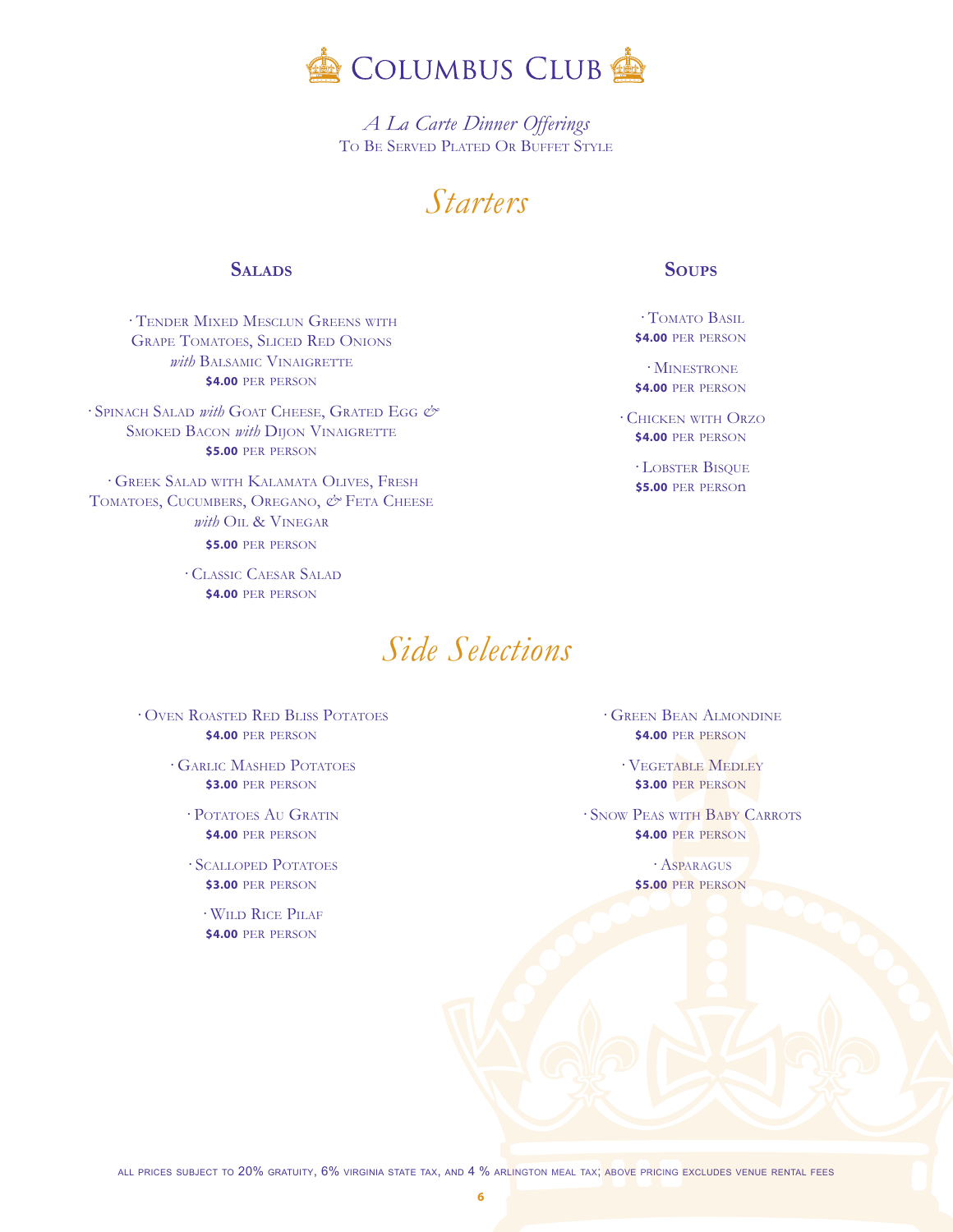# Columbus Club

*A La Carte Dinner Offerings*
To Be Served Plated Or Buffet Style

## *Starters*

### Salads

· Tender Mixed Mesclun Greens with Grape Tomatoes, Sliced Red Onions *with* Balsamic Vinaigrette
**$4.00** per person

· Spinach Salad *with* Goat Cheese, Grated Egg & Smoked Bacon *with* Dijon Vinaigrette
**$5.00** per person

· Greek Salad with Kalamata Olives, Fresh Tomatoes, Cucumbers, Oregano, & Feta Cheese *with* Oil & Vinegar
**$5.00** per person

· Classic Caesar Salad
**$4.00** per person

### Soups

· Tomato Basil
**$4.00** per person

· Minestrone
**$4.00** per person

· Chicken with Orzo
**$4.00** per person

· Lobster Bisque
**$5.00** per person

## *Side Selections*

· Oven Roasted Red Bliss Potatoes
**$4.00** per person

· Garlic Mashed Potatoes
**$3.00** per person

· Potatoes Au Gratin
**$4.00** per person

· Scalloped Potatoes
**$3.00** per person

· Wild Rice Pilaf
**$4.00** per person

· Green Bean Almondine
**$4.00** per person

· Vegetable Medley
**$3.00** per person

· Snow Peas with Baby Carrots
**$4.00** per person

· Asparagus
**$5.00** per person

all prices subject to 20% gratuity, 6% virginia state tax, and 4 % arlington meal tax; above pricing excludes venue rental fees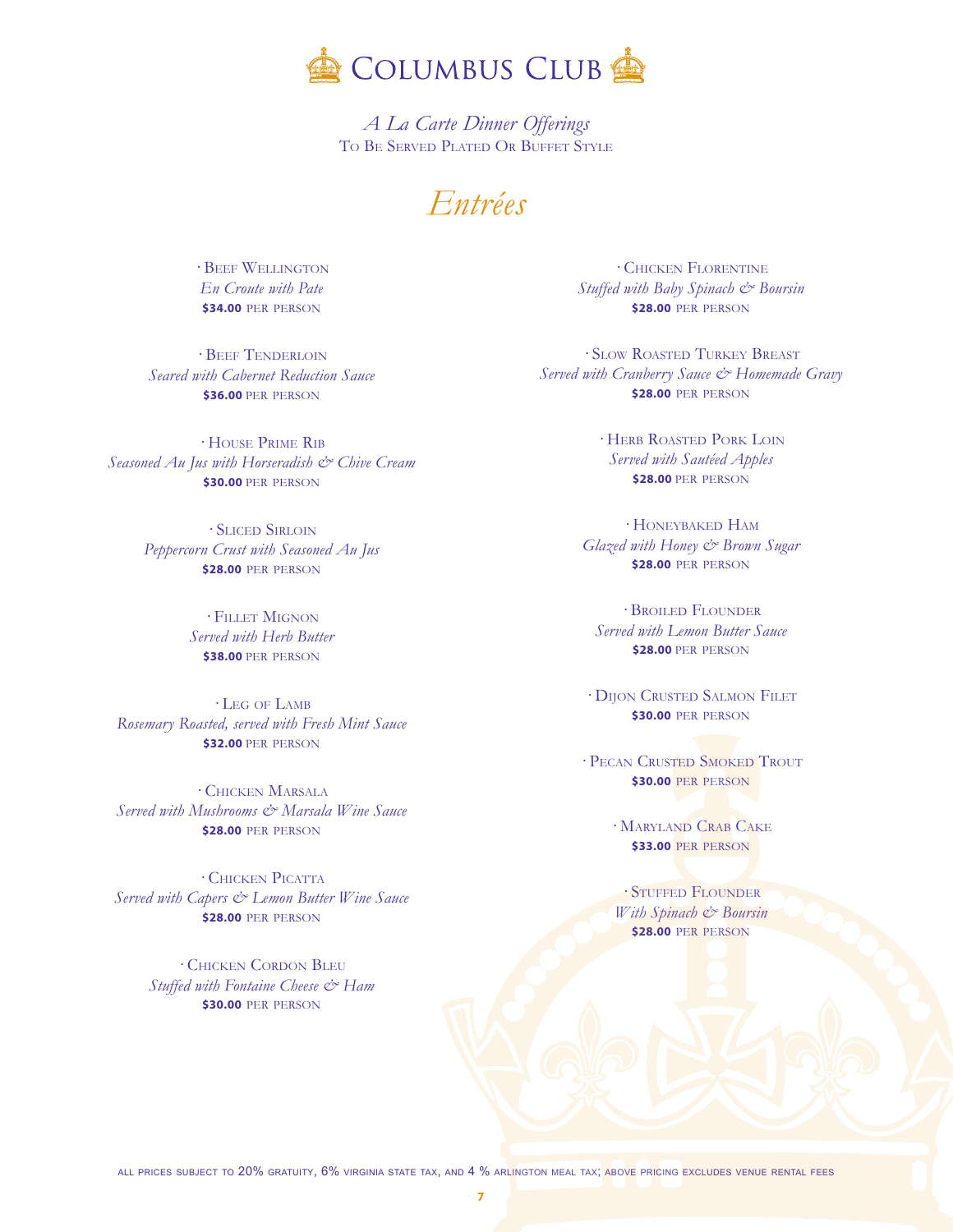# Columbus Club

*A La Carte Dinner Offerings*
To Be Served Plated Or Buffet Style

## *Entrées*

· Beef Wellington
*En Croute with Pate*
**$34.00** per person

· Beef Tenderloin
*Seared with Cabernet Reduction Sauce*
**$36.00** per person

· House Prime Rib
*Seasoned Au Jus with Horseradish & Chive Cream*
**$30.00** per person

· Sliced Sirloin
*Peppercorn Crust with Seasoned Au Jus*
**$28.00** per person

· Fillet Mignon
*Served with Herb Butter*
**$38.00** per person

· Leg of Lamb
*Rosemary Roasted, served with Fresh Mint Sauce*
**$32.00** per person

· Chicken Marsala
*Served with Mushrooms & Marsala Wine Sauce*
**$28.00** per person

· Chicken Picatta
*Served with Capers & Lemon Butter Wine Sauce*
**$28.00** per person

· Chicken Cordon Bleu
*Stuffed with Fontaine Cheese & Ham*
**$30.00** per person

· Chicken Florentine
*Stuffed with Baby Spinach & Boursin*
**$28.00** per person

· Slow Roasted Turkey Breast
*Served with Cranberry Sauce & Homemade Gravy*
**$28.00** per person

· Herb Roasted Pork Loin
*Served with Sautéed Apples*
**$28.00** per person

· Honeybaked Ham
*Glazed with Honey & Brown Sugar*
**$28.00** per person

· Broiled Flounder
*Served with Lemon Butter Sauce*
**$28.00** per person

· Dijon Crusted Salmon Filet
**$30.00** per person

· Pecan Crusted Smoked Trout
**$30.00** per person

· Maryland Crab Cake
**$33.00** per person

· Stuffed Flounder
*With Spinach & Boursin*
**$28.00** per person

all prices subject to 20% gratuity, 6% virginia state tax, and 4 % arlington meal tax; above pricing excludes venue rental fees